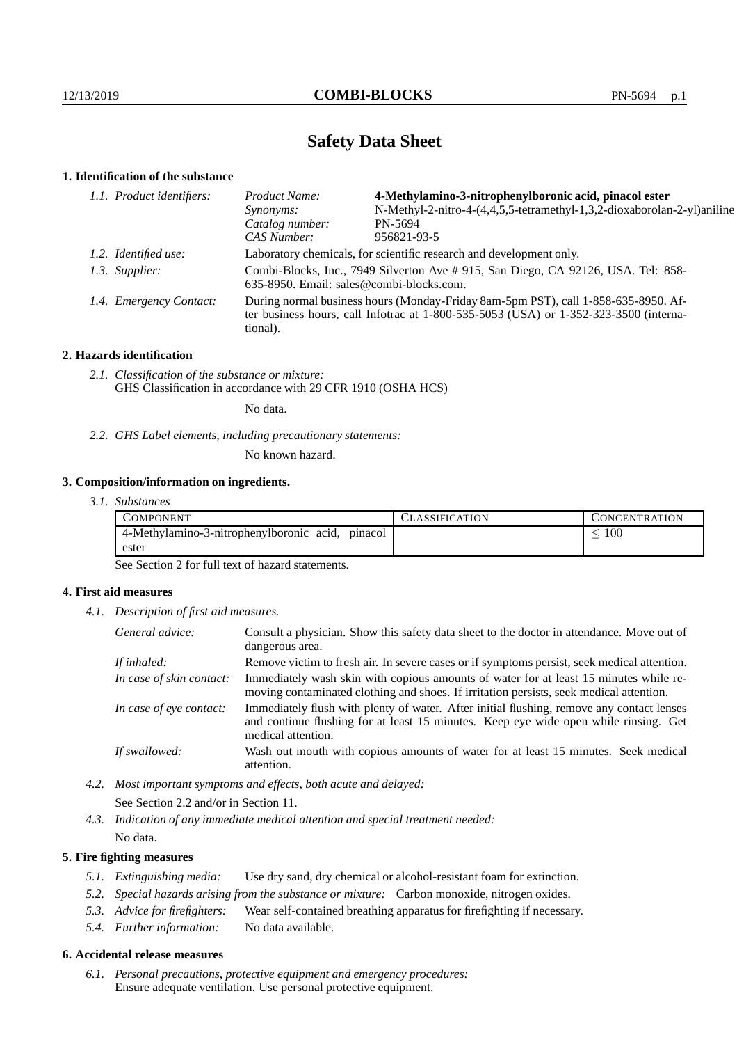# Safety Data Sheet

## 1. Identification of the substance

*1.1. Product identifiers:*

| | |
|---|---|
| *Product Name:* | **4-Methylamino-3-nitrophenylboronic acid, pinacol ester** |
| *Synonyms:* | N-Methyl-2-nitro-4-(4,4,5,5-tetramethyl-1,3,2-dioxaborolan-2-yl)aniline |
| *Catalog number:* | PN-5694 |
| *CAS Number:* | 956821-93-5 |

*1.2. Identified use:* Laboratory chemicals, for scientific research and development only.

*1.3. Supplier:* Combi-Blocks, Inc., 7949 Silverton Ave # 915, San Diego, CA 92126, USA. Tel: 858-635-8950. Email: sales@combi-blocks.com.

*1.4. Emergency Contact:* During normal business hours (Monday-Friday 8am-5pm PST), call 1-858-635-8950. After business hours, call Infotrac at 1-800-535-5053 (USA) or 1-352-323-3500 (international).

## 2. Hazards identification

*2.1. Classification of the substance or mixture:*
GHS Classification in accordance with 29 CFR 1910 (OSHA HCS)

No data.

*2.2. GHS Label elements, including precautionary statements:*

No known hazard.

## 3. Composition/information on ingredients.

*3.1. Substances*

| COMPONENT | CLASSIFICATION | CONCENTRATION |
|---|---|---|
| 4-Methylamino-3-nitrophenylboronic acid, pinacol ester | | $\leq 100$ |

See Section 2 for full text of hazard statements.

## 4. First aid measures

*4.1. Description of first aid measures.*

*General advice:* Consult a physician. Show this safety data sheet to the doctor in attendance. Move out of dangerous area.

*If inhaled:* Remove victim to fresh air. In severe cases or if symptoms persist, seek medical attention.

*In case of skin contact:* Immediately wash skin with copious amounts of water for at least 15 minutes while removing contaminated clothing and shoes. If irritation persists, seek medical attention.

*In case of eye contact:* Immediately flush with plenty of water. After initial flushing, remove any contact lenses and continue flushing for at least 15 minutes. Keep eye wide open while rinsing. Get medical attention.

*If swallowed:* Wash out mouth with copious amounts of water for at least 15 minutes. Seek medical attention.

*4.2. Most important symptoms and effects, both acute and delayed:*

See Section 2.2 and/or in Section 11.

*4.3. Indication of any immediate medical attention and special treatment needed:*

No data.

## 5. Fire fighting measures

*5.1. Extinguishing media:* Use dry sand, dry chemical or alcohol-resistant foam for extinction.

*5.2. Special hazards arising from the substance or mixture:* Carbon monoxide, nitrogen oxides.

*5.3. Advice for firefighters:* Wear self-contained breathing apparatus for firefighting if necessary.

*5.4. Further information:* No data available.

## 6. Accidental release measures

*6.1. Personal precautions, protective equipment and emergency procedures:*
Ensure adequate ventilation. Use personal protective equipment.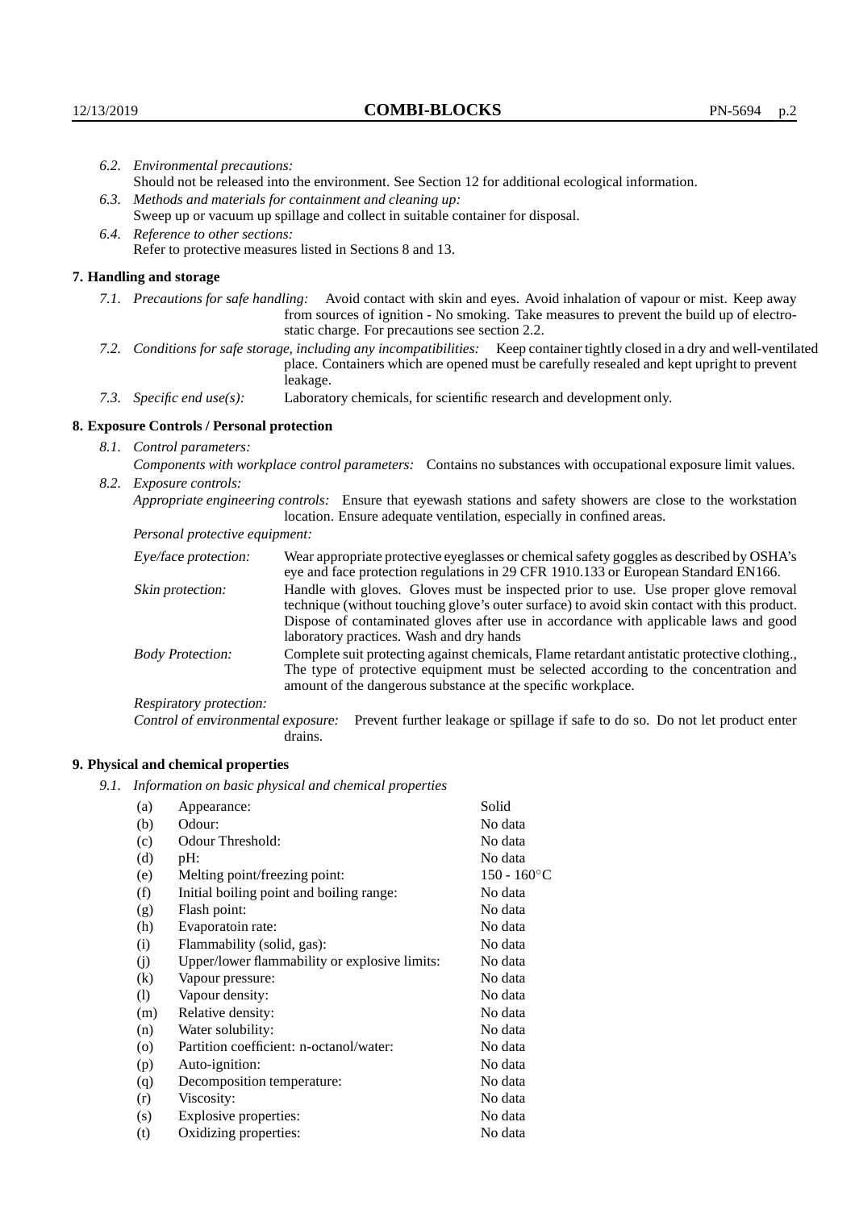*6.2. Environmental precautions:*
Should not be released into the environment. See Section 12 for additional ecological information.

*6.3. Methods and materials for containment and cleaning up:*
Sweep up or vacuum up spillage and collect in suitable container for disposal.

*6.4. Reference to other sections:*
Refer to protective measures listed in Sections 8 and 13.

## 7. Handling and storage

*7.1. Precautions for safe handling:* Avoid contact with skin and eyes. Avoid inhalation of vapour or mist. Keep away from sources of ignition - No smoking. Take measures to prevent the build up of electrostatic charge. For precautions see section 2.2.

*7.2. Conditions for safe storage, including any incompatibilities:* Keep container tightly closed in a dry and well-ventilated place. Containers which are opened must be carefully resealed and kept upright to prevent leakage.

*7.3. Specific end use(s):* Laboratory chemicals, for scientific research and development only.

## 8. Exposure Controls / Personal protection

*8.1. Control parameters:*
*Components with workplace control parameters:* Contains no substances with occupational exposure limit values.

*8.2. Exposure controls:*
*Appropriate engineering controls:* Ensure that eyewash stations and safety showers are close to the workstation location. Ensure adequate ventilation, especially in confined areas.

*Personal protective equipment:*

*Eye/face protection:* Wear appropriate protective eyeglasses or chemical safety goggles as described by OSHA's eye and face protection regulations in 29 CFR 1910.133 or European Standard EN166.

*Skin protection:* Handle with gloves. Gloves must be inspected prior to use. Use proper glove removal technique (without touching glove's outer surface) to avoid skin contact with this product. Dispose of contaminated gloves after use in accordance with applicable laws and good laboratory practices. Wash and dry hands

*Body Protection:* Complete suit protecting against chemicals, Flame retardant antistatic protective clothing., The type of protective equipment must be selected according to the concentration and amount of the dangerous substance at the specific workplace.

*Respiratory protection:*

*Control of environmental exposure:* Prevent further leakage or spillage if safe to do so. Do not let product enter drains.

## 9. Physical and chemical properties

*9.1. Information on basic physical and chemical properties*

| | | |
|---|---|---|
| (a) | Appearance: | Solid |
| (b) | Odour: | No data |
| (c) | Odour Threshold: | No data |
| (d) | pH: | No data |
| (e) | Melting point/freezing point: | 150 - 160°C |
| (f) | Initial boiling point and boiling range: | No data |
| (g) | Flash point: | No data |
| (h) | Evaporatoin rate: | No data |
| (i) | Flammability (solid, gas): | No data |
| (j) | Upper/lower flammability or explosive limits: | No data |
| (k) | Vapour pressure: | No data |
| (l) | Vapour density: | No data |
| (m) | Relative density: | No data |
| (n) | Water solubility: | No data |
| (o) | Partition coefficient: n-octanol/water: | No data |
| (p) | Auto-ignition: | No data |
| (q) | Decomposition temperature: | No data |
| (r) | Viscosity: | No data |
| (s) | Explosive properties: | No data |
| (t) | Oxidizing properties: | No data |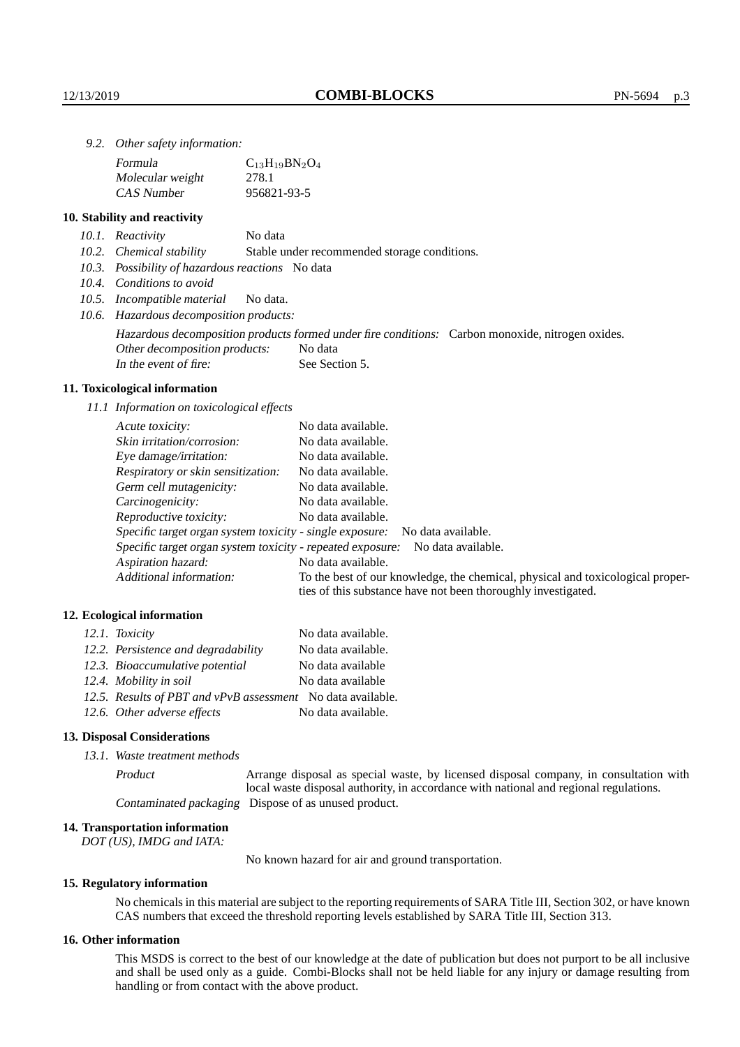*9.2. Other safety information:*

| | |
|---|---|
| *Formula* | $C_{13}H_{19}BN_2O_4$ |
| *Molecular weight* | 278.1 |
| *CAS Number* | 956821-93-5 |

## 10. Stability and reactivity

*10.1. Reactivity* No data

*10.2. Chemical stability* Stable under recommended storage conditions.

*10.3. Possibility of hazardous reactions* No data

*10.4. Conditions to avoid*

*10.5. Incompatible material* No data.

*10.6. Hazardous decomposition products:*

*Hazardous decomposition products formed under fire conditions:* Carbon monoxide, nitrogen oxides.

*Other decomposition products:* No data

*In the event of fire:* See Section 5.

## 11. Toxicological information

*11.1 Information on toxicological effects*

| | |
|---|---|
| *Acute toxicity:* | No data available. |
| *Skin irritation/corrosion:* | No data available. |
| *Eye damage/irritation:* | No data available. |
| *Respiratory or skin sensitization:* | No data available. |
| *Germ cell mutagenicity:* | No data available. |
| *Carcinogenicity:* | No data available. |
| *Reproductive toxicity:* | No data available. |
| *Specific target organ system toxicity - single exposure:* | No data available. |
| *Specific target organ system toxicity - repeated exposure:* | No data available. |
| *Aspiration hazard:* | No data available. |
| *Additional information:* | To the best of our knowledge, the chemical, physical and toxicological properties of this substance have not been thoroughly investigated. |

## 12. Ecological information

| | |
|---|---|
| *12.1. Toxicity* | No data available. |
| *12.2. Persistence and degradability* | No data available. |
| *12.3. Bioaccumulative potential* | No data available |
| *12.4. Mobility in soil* | No data available |
| *12.5. Results of PBT and vPvB assessment* | No data available. |
| *12.6. Other adverse effects* | No data available. |

## 13. Disposal Considerations

*13.1. Waste treatment methods*

*Product* Arrange disposal as special waste, by licensed disposal company, in consultation with local waste disposal authority, in accordance with national and regional regulations.

*Contaminated packaging* Dispose of as unused product.

## 14. Transportation information

*DOT (US), IMDG and IATA:*

No known hazard for air and ground transportation.

## 15. Regulatory information

No chemicals in this material are subject to the reporting requirements of SARA Title III, Section 302, or have known CAS numbers that exceed the threshold reporting levels established by SARA Title III, Section 313.

## 16. Other information

This MSDS is correct to the best of our knowledge at the date of publication but does not purport to be all inclusive and shall be used only as a guide. Combi-Blocks shall not be held liable for any injury or damage resulting from handling or from contact with the above product.